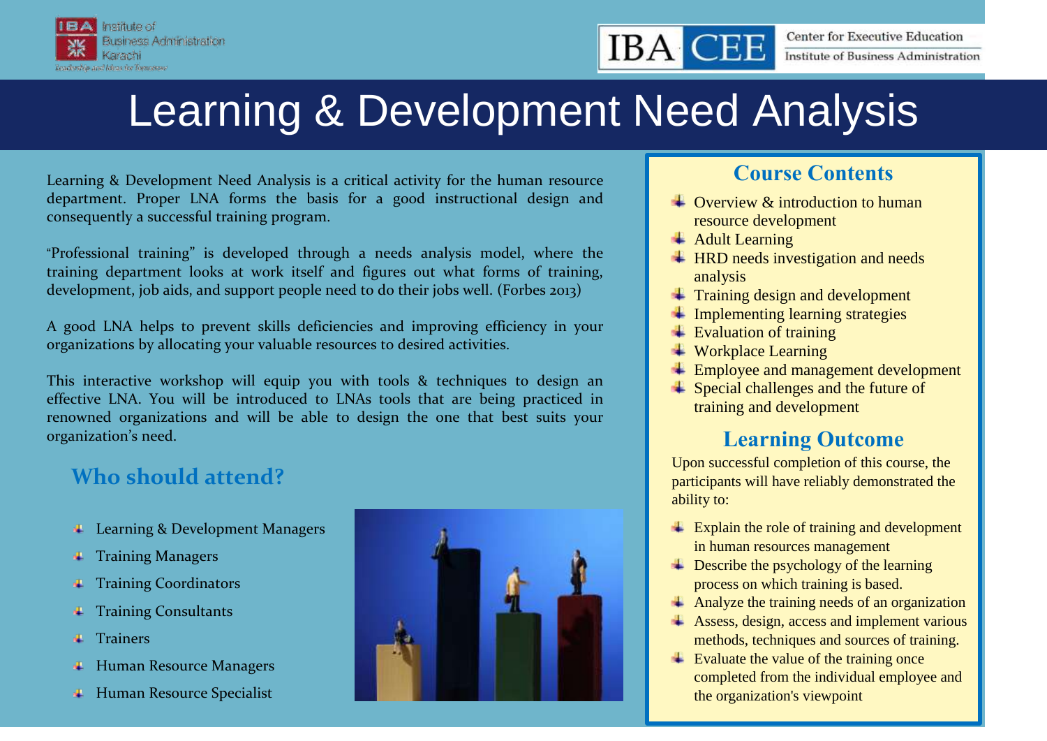# Learning & Development Need Analysis

Learning & Development Need Analysis is a critical activity for the human resource department. Proper LNA forms the basis for a good instructional design and consequently a successful training program.

"Professional training" is developed through a needs analysis model, where the training department looks at work itself and figures out what forms of training, development, job aids, and support people need to do their jobs well. (Forbes 2013)

A good LNA helps to prevent skills deficiencies and improving efficiency in your organizations by allocating your valuable resources to desired activities.

This interactive workshop will equip you with tools & techniques to design an effective LNA. You will be introduced to LNAs tools that are being practiced in renowned organizations and will be able to design the one that best suits your organization's need.

## Who should attend?

- Learning & Development Managers
- Training Managers
- Training Coordinators
- Training Consultants
- Trainers
- Human Resource Managers
- Human Resource Specialist

## Course Contents

- Overview & introduction to human resource development
- Adult Learning
- HRD needs investigation and needs analysis
- Training design and development
- Implementing learning strategies
- Evaluation of training
- Workplace Learning
- Employee and management development
- Special challenges and the future of training and development

## Learning Outcome

Upon successful completion of this course, the participants will have reliably demonstrated the ability to:

- Explain the role of training and development in human resources management
- Describe the psychology of the learning process on which training is based.
- Analyze the training needs of an organization
- Assess, design, access and implement various methods, techniques and sources of training.
- Evaluate the value of the training once completed from the individual employee and the organization's viewpoint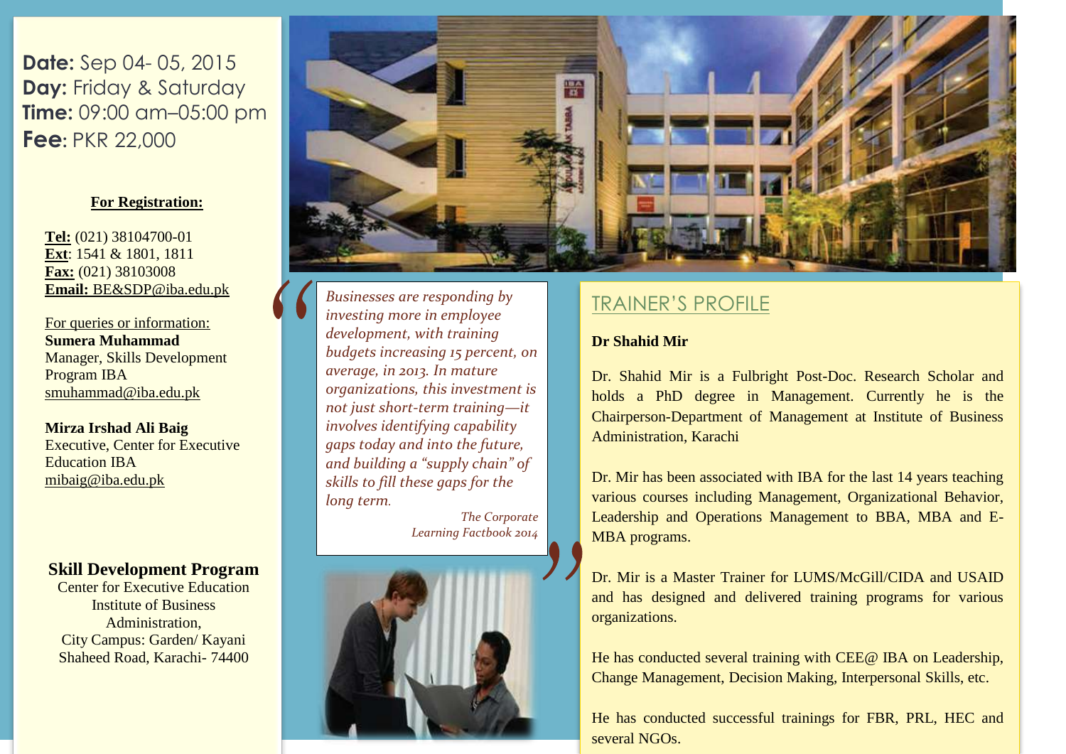**Date:** Sep 04- 05, 2015
**Day:** Friday & Saturday
**Time:** 09:00 am–05:00 pm
**Fee**: PKR 22,000

**For Registration:**

**Tel:** (021) 38104700-01
**Ext**: 1541 & 1801, 1811
**Fax:** (021) 38103008
**Email:** BE&SDP@iba.edu.pk

For queries or information:
**Sumera Muhammad**
Manager, Skills Development Program IBA
smuhammad@iba.edu.pk

**Mirza Irshad Ali Baig**
Executive, Center for Executive Education IBA
mibaig@iba.edu.pk

**Skill Development Program**
Center for Executive Education
Institute of Business Administration,
City Campus: Garden/ Kayani Shaheed Road, Karachi- 74400

> *"Businesses are responding by investing more in employee development, with training budgets increasing 15 percent, on average, in 2013. In mature organizations, this investment is not just short-term training—it involves identifying capability gaps today and into the future, and building a "supply chain" of skills to fill these gaps for the long term."*
>
> *The Corporate Learning Factbook 2014*

## TRAINER'S PROFILE

**Dr Shahid Mir**

Dr. Shahid Mir is a Fulbright Post-Doc. Research Scholar and holds a PhD degree in Management. Currently he is the Chairperson-Department of Management at Institute of Business Administration, Karachi

Dr. Mir has been associated with IBA for the last 14 years teaching various courses including Management, Organizational Behavior, Leadership and Operations Management to BBA, MBA and E-MBA programs.

Dr. Mir is a Master Trainer for LUMS/McGill/CIDA and USAID and has designed and delivered training programs for various organizations.

He has conducted several training with CEE@ IBA on Leadership, Change Management, Decision Making, Interpersonal Skills, etc.

He has conducted successful trainings for FBR, PRL, HEC and several NGOs.